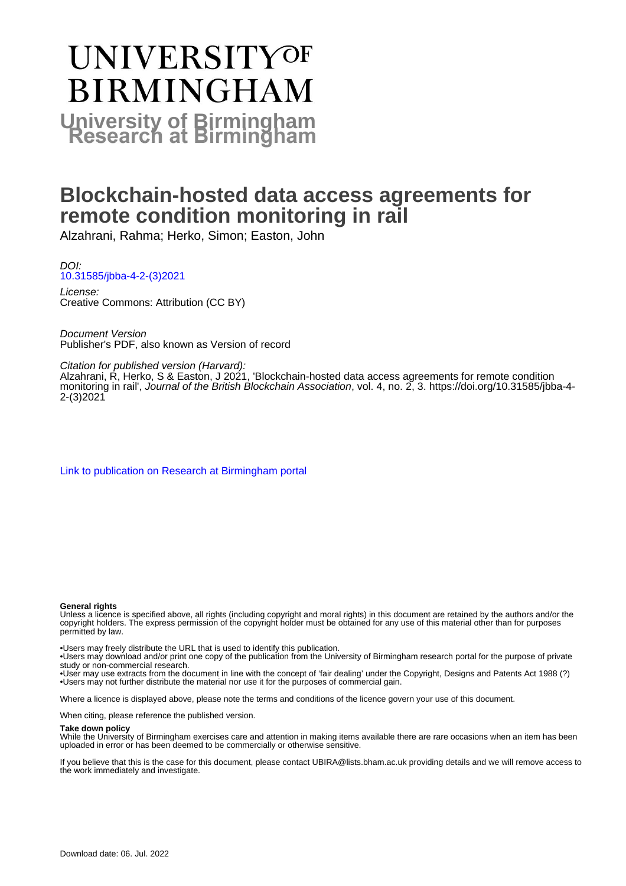# UNIVERSITY OF BIRMINGHAM

**University of Birmingham Research at Birmingham**

# Blockchain-hosted data access agreements for remote condition monitoring in rail

Alzahrani, Rahma; Herko, Simon; Easton, John

*DOI:*
10.31585/jbba-4-2-(3)2021

*License:*
Creative Commons: Attribution (CC BY)

*Document Version*
Publisher's PDF, also known as Version of record

*Citation for published version (Harvard):*
Alzahrani, R, Herko, S & Easton, J 2021, 'Blockchain-hosted data access agreements for remote condition monitoring in rail', *Journal of the British Blockchain Association*, vol. 4, no. 2, 3. https://doi.org/10.31585/jbba-4-2-(3)2021

Link to publication on Research at Birmingham portal

**General rights**

Unless a licence is specified above, all rights (including copyright and moral rights) in this document are retained by the authors and/or the copyright holders. The express permission of the copyright holder must be obtained for any use of this material other than for purposes permitted by law.

- •Users may freely distribute the URL that is used to identify this publication.
- •Users may download and/or print one copy of the publication from the University of Birmingham research portal for the purpose of private study or non-commercial research.
- •User may use extracts from the document in line with the concept of 'fair dealing' under the Copyright, Designs and Patents Act 1988 (?)
- •Users may not further distribute the material nor use it for the purposes of commercial gain.

Where a licence is displayed above, please note the terms and conditions of the licence govern your use of this document.

When citing, please reference the published version.

**Take down policy**

While the University of Birmingham exercises care and attention in making items available there are rare occasions when an item has been uploaded in error or has been deemed to be commercially or otherwise sensitive.

If you believe that this is the case for this document, please contact UBIRA@lists.bham.ac.uk providing details and we will remove access to the work immediately and investigate.

Download date: 06. Jul. 2022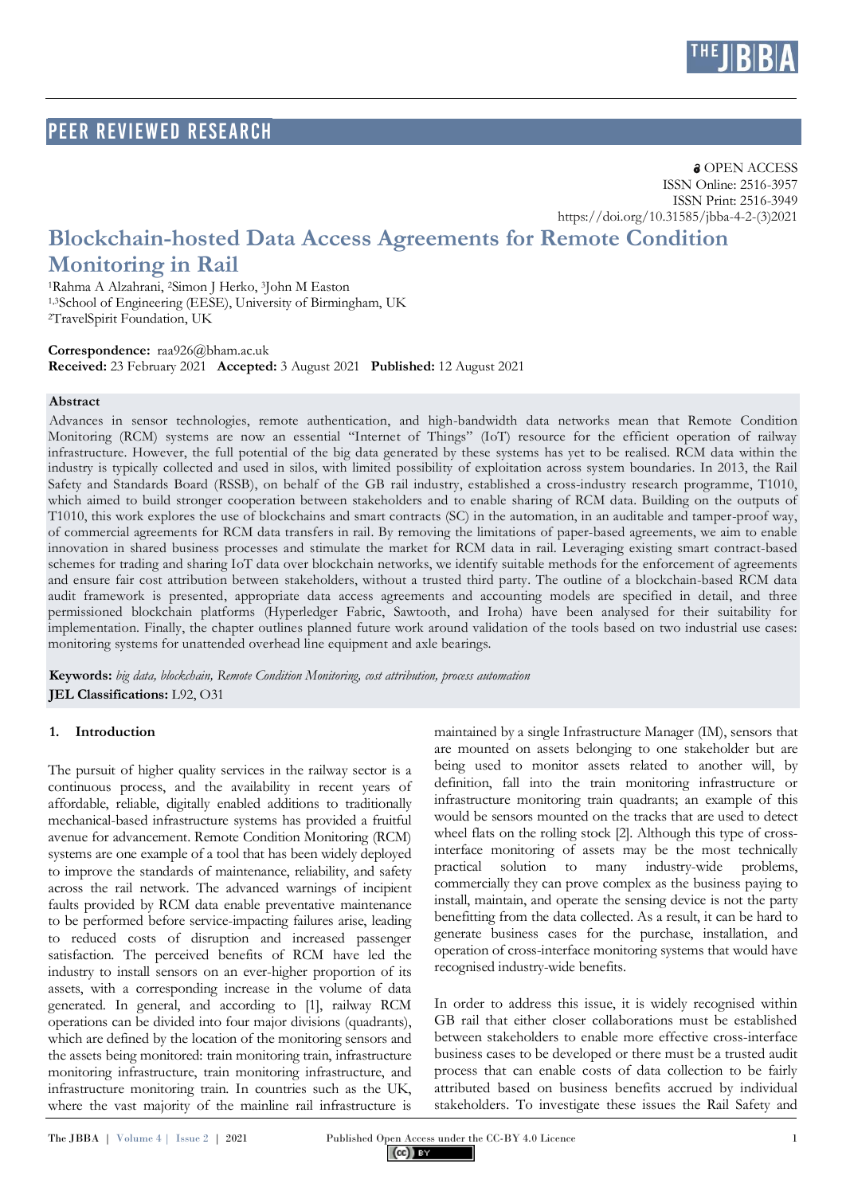PEER REVIEWED RESEARCH

OPEN ACCESS
ISSN Online: 2516-3957
ISSN Print: 2516-3949
https://doi.org/10.31585/jbba-4-2-(3)2021

# Blockchain-hosted Data Access Agreements for Remote Condition Monitoring in Rail

[1]Rahma A Alzahrani, [2]Simon J Herko, [3]John M Easton
[1,3]School of Engineering (EESE), University of Birmingham, UK
[2]TravelSpirit Foundation, UK

**Correspondence:** raa926@bham.ac.uk
**Received:** 23 February 2021 **Accepted:** 3 August 2021 **Published:** 12 August 2021

**Abstract**

Advances in sensor technologies, remote authentication, and high-bandwidth data networks mean that Remote Condition Monitoring (RCM) systems are now an essential "Internet of Things" (IoT) resource for the efficient operation of railway infrastructure. However, the full potential of the big data generated by these systems has yet to be realised. RCM data within the industry is typically collected and used in silos, with limited possibility of exploitation across system boundaries. In 2013, the Rail Safety and Standards Board (RSSB), on behalf of the GB rail industry, established a cross-industry research programme, T1010, which aimed to build stronger cooperation between stakeholders and to enable sharing of RCM data. Building on the outputs of T1010, this work explores the use of blockchains and smart contracts (SC) in the automation, in an auditable and tamper-proof way, of commercial agreements for RCM data transfers in rail. By removing the limitations of paper-based agreements, we aim to enable innovation in shared business processes and stimulate the market for RCM data in rail. Leveraging existing smart contract-based schemes for trading and sharing IoT data over blockchain networks, we identify suitable methods for the enforcement of agreements and ensure fair cost attribution between stakeholders, without a trusted third party. The outline of a blockchain-based RCM data audit framework is presented, appropriate data access agreements and accounting models are specified in detail, and three permissioned blockchain platforms (Hyperledger Fabric, Sawtooth, and Iroha) have been analysed for their suitability for implementation. Finally, the chapter outlines planned future work around validation of the tools based on two industrial use cases: monitoring systems for unattended overhead line equipment and axle bearings.

**Keywords:** *big data, blockchain, Remote Condition Monitoring, cost attribution, process automation*
**JEL Classifications:** L92, O31

## 1. Introduction

The pursuit of higher quality services in the railway sector is a continuous process, and the availability in recent years of affordable, reliable, digitally enabled additions to traditionally mechanical-based infrastructure systems has provided a fruitful avenue for advancement. Remote Condition Monitoring (RCM) systems are one example of a tool that has been widely deployed to improve the standards of maintenance, reliability, and safety across the rail network. The advanced warnings of incipient faults provided by RCM data enable preventative maintenance to be performed before service-impacting failures arise, leading to reduced costs of disruption and increased passenger satisfaction. The perceived benefits of RCM have led the industry to install sensors on an ever-higher proportion of its assets, with a corresponding increase in the volume of data generated. In general, and according to [1], railway RCM operations can be divided into four major divisions (quadrants), which are defined by the location of the monitoring sensors and the assets being monitored: train monitoring train, infrastructure monitoring infrastructure, train monitoring infrastructure, and infrastructure monitoring train. In countries such as the UK, where the vast majority of the mainline rail infrastructure is maintained by a single Infrastructure Manager (IM), sensors that are mounted on assets belonging to one stakeholder but are being used to monitor assets related to another will, by definition, fall into the train monitoring infrastructure or infrastructure monitoring train quadrants; an example of this would be sensors mounted on the tracks that are used to detect wheel flats on the rolling stock [2]. Although this type of cross-interface monitoring of assets may be the most technically practical solution to many industry-wide problems, commercially they can prove complex as the business paying to install, maintain, and operate the sensing device is not the party benefitting from the data collected. As a result, it can be hard to generate business cases for the purchase, installation, and operation of cross-interface monitoring systems that would have recognised industry-wide benefits.

In order to address this issue, it is widely recognised within GB rail that either closer collaborations must be established between stakeholders to enable more effective cross-interface business cases to be developed or there must be a trusted audit process that can enable costs of data collection to be fairly attributed based on business benefits accrued by individual stakeholders. To investigate these issues the Rail Safety and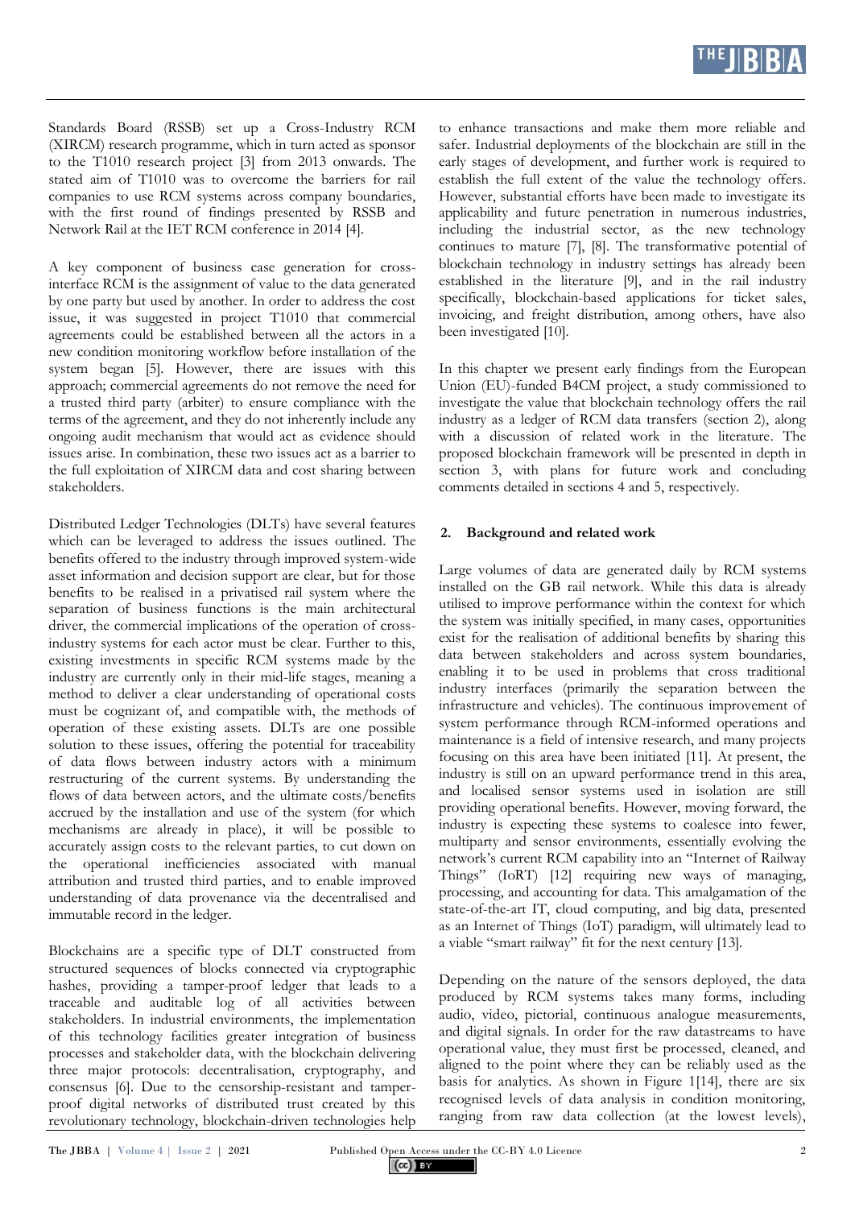Standards Board (RSSB) set up a Cross-Industry RCM (XIRCM) research programme, which in turn acted as sponsor to the T1010 research project [3] from 2013 onwards. The stated aim of T1010 was to overcome the barriers for rail companies to use RCM systems across company boundaries, with the first round of findings presented by RSSB and Network Rail at the IET RCM conference in 2014 [4].

A key component of business case generation for cross-interface RCM is the assignment of value to the data generated by one party but used by another. In order to address the cost issue, it was suggested in project T1010 that commercial agreements could be established between all the actors in a new condition monitoring workflow before installation of the system began [5]. However, there are issues with this approach; commercial agreements do not remove the need for a trusted third party (arbiter) to ensure compliance with the terms of the agreement, and they do not inherently include any ongoing audit mechanism that would act as evidence should issues arise. In combination, these two issues act as a barrier to the full exploitation of XIRCM data and cost sharing between stakeholders.

Distributed Ledger Technologies (DLTs) have several features which can be leveraged to address the issues outlined. The benefits offered to the industry through improved system-wide asset information and decision support are clear, but for those benefits to be realised in a privatised rail system where the separation of business functions is the main architectural driver, the commercial implications of the operation of cross-industry systems for each actor must be clear. Further to this, existing investments in specific RCM systems made by the industry are currently only in their mid-life stages, meaning a method to deliver a clear understanding of operational costs must be cognizant of, and compatible with, the methods of operation of these existing assets. DLTs are one possible solution to these issues, offering the potential for traceability of data flows between industry actors with a minimum restructuring of the current systems. By understanding the flows of data between actors, and the ultimate costs/benefits accrued by the installation and use of the system (for which mechanisms are already in place), it will be possible to accurately assign costs to the relevant parties, to cut down on the operational inefficiencies associated with manual attribution and trusted third parties, and to enable improved understanding of data provenance via the decentralised and immutable record in the ledger.

Blockchains are a specific type of DLT constructed from structured sequences of blocks connected via cryptographic hashes, providing a tamper-proof ledger that leads to a traceable and auditable log of all activities between stakeholders. In industrial environments, the implementation of this technology facilities greater integration of business processes and stakeholder data, with the blockchain delivering three major protocols: decentralisation, cryptography, and consensus [6]. Due to the censorship-resistant and tamper-proof digital networks of distributed trust created by this revolutionary technology, blockchain-driven technologies help to enhance transactions and make them more reliable and safer. Industrial deployments of the blockchain are still in the early stages of development, and further work is required to establish the full extent of the value the technology offers. However, substantial efforts have been made to investigate its applicability and future penetration in numerous industries, including the industrial sector, as the new technology continues to mature [7], [8]. The transformative potential of blockchain technology in industry settings has already been established in the literature [9], and in the rail industry specifically, blockchain-based applications for ticket sales, invoicing, and freight distribution, among others, have also been investigated [10].

In this chapter we present early findings from the European Union (EU)-funded B4CM project, a study commissioned to investigate the value that blockchain technology offers the rail industry as a ledger of RCM data transfers (section 2), along with a discussion of related work in the literature. The proposed blockchain framework will be presented in depth in section 3, with plans for future work and concluding comments detailed in sections 4 and 5, respectively.

## 2. Background and related work

Large volumes of data are generated daily by RCM systems installed on the GB rail network. While this data is already utilised to improve performance within the context for which the system was initially specified, in many cases, opportunities exist for the realisation of additional benefits by sharing this data between stakeholders and across system boundaries, enabling it to be used in problems that cross traditional industry interfaces (primarily the separation between the infrastructure and vehicles). The continuous improvement of system performance through RCM-informed operations and maintenance is a field of intensive research, and many projects focusing on this area have been initiated [11]. At present, the industry is still on an upward performance trend in this area, and localised sensor systems used in isolation are still providing operational benefits. However, moving forward, the industry is expecting these systems to coalesce into fewer, multiparty and sensor environments, essentially evolving the network's current RCM capability into an "Internet of Railway Things" (IoRT) [12] requiring new ways of managing, processing, and accounting for data. This amalgamation of the state-of-the-art IT, cloud computing, and big data, presented as an Internet of Things (IoT) paradigm, will ultimately lead to a viable "smart railway" fit for the next century [13].

Depending on the nature of the sensors deployed, the data produced by RCM systems takes many forms, including audio, video, pictorial, continuous analogue measurements, and digital signals. In order for the raw datastreams to have operational value, they must first be processed, cleaned, and aligned to the point where they can be reliably used as the basis for analytics. As shown in Figure 1[14], there are six recognised levels of data analysis in condition monitoring, ranging from raw data collection (at the lowest levels),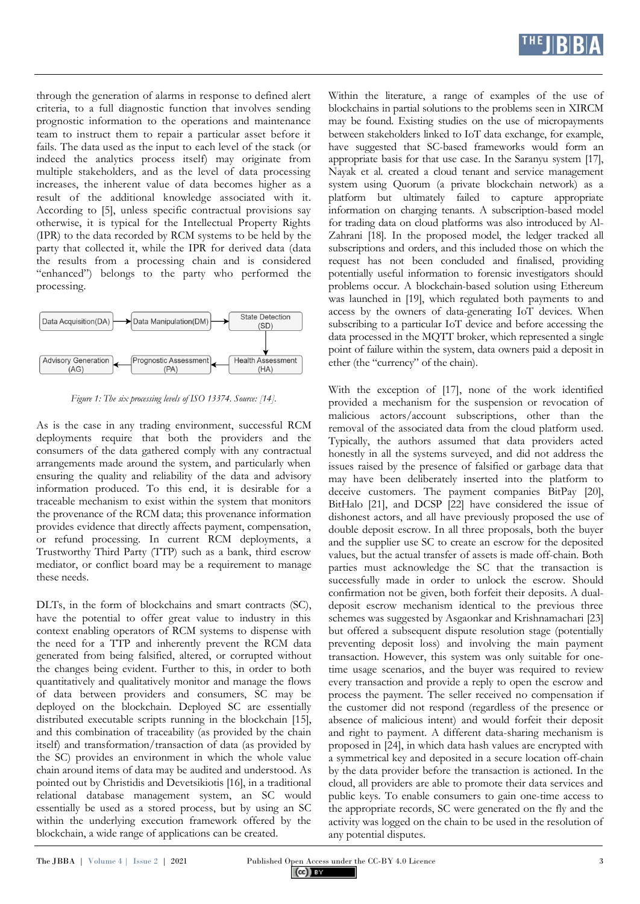through the generation of alarms in response to defined alert criteria, to a full diagnostic function that involves sending prognostic information to the operations and maintenance team to instruct them to repair a particular asset before it fails. The data used as the input to each level of the stack (or indeed the analytics process itself) may originate from multiple stakeholders, and as the level of data processing increases, the inherent value of data becomes higher as a result of the additional knowledge associated with it. According to [5], unless specific contractual provisions say otherwise, it is typical for the Intellectual Property Rights (IPR) to the data recorded by RCM systems to be held by the party that collected it, while the IPR for derived data (data the results from a processing chain and is considered "enhanced") belongs to the party who performed the processing.

Data Acquisition(DA) → Data Manipulation(DM) → State Detection (SD) → Health Assessment (HA) → Prognostic Assessment (PA) → Advisory Generation (AG)

*Figure 1: The six processing levels of ISO 13374. Source: [14].*

As is the case in any trading environment, successful RCM deployments require that both the providers and the consumers of the data gathered comply with any contractual arrangements made around the system, and particularly when ensuring the quality and reliability of the data and advisory information produced. To this end, it is desirable for a traceable mechanism to exist within the system that monitors the provenance of the RCM data; this provenance information provides evidence that directly affects payment, compensation, or refund processing. In current RCM deployments, a Trustworthy Third Party (TTP) such as a bank, third escrow mediator, or conflict board may be a requirement to manage these needs.

DLTs, in the form of blockchains and smart contracts (SC), have the potential to offer great value to industry in this context enabling operators of RCM systems to dispense with the need for a TTP and inherently prevent the RCM data generated from being falsified, altered, or corrupted without the changes being evident. Further to this, in order to both quantitatively and qualitatively monitor and manage the flows of data between providers and consumers, SC may be deployed on the blockchain. Deployed SC are essentially distributed executable scripts running in the blockchain [15], and this combination of traceability (as provided by the chain itself) and transformation/transaction of data (as provided by the SC) provides an environment in which the whole value chain around items of data may be audited and understood. As pointed out by Christidis and Devetsikiotis [16], in a traditional relational database management system, an SC would essentially be used as a stored process, but by using an SC within the underlying execution framework offered by the blockchain, a wide range of applications can be created.

Within the literature, a range of examples of the use of blockchains in partial solutions to the problems seen in XIRCM may be found. Existing studies on the use of micropayments between stakeholders linked to IoT data exchange, for example, have suggested that SC-based frameworks would form an appropriate basis for that use case. In the Saranyu system [17], Nayak et al. created a cloud tenant and service management system using Quorum (a private blockchain network) as a platform but ultimately failed to capture appropriate information on charging tenants. A subscription-based model for trading data on cloud platforms was also introduced by Al-Zahrani [18]. In the proposed model, the ledger tracked all subscriptions and orders, and this included those on which the request has not been concluded and finalised, providing potentially useful information to forensic investigators should problems occur. A blockchain-based solution using Ethereum was launched in [19], which regulated both payments to and access by the owners of data-generating IoT devices. When subscribing to a particular IoT device and before accessing the data processed in the MQTT broker, which represented a single point of failure within the system, data owners paid a deposit in ether (the "currency" of the chain).

With the exception of [17], none of the work identified provided a mechanism for the suspension or revocation of malicious actors/account subscriptions, other than the removal of the associated data from the cloud platform used. Typically, the authors assumed that data providers acted honestly in all the systems surveyed, and did not address the issues raised by the presence of falsified or garbage data that may have been deliberately inserted into the platform to deceive customers. The payment companies BitPay [20], BitHalo [21], and DCSP [22] have considered the issue of dishonest actors, and all have previously proposed the use of double deposit escrow. In all three proposals, both the buyer and the supplier use SC to create an escrow for the deposited values, but the actual transfer of assets is made off-chain. Both parties must acknowledge the SC that the transaction is successfully made in order to unlock the escrow. Should confirmation not be given, both forfeit their deposits. A dual-deposit escrow mechanism identical to the previous three schemes was suggested by Asgaonkar and Krishnamachari [23] but offered a subsequent dispute resolution stage (potentially preventing deposit loss) and involving the main payment transaction. However, this system was only suitable for one-time usage scenarios, and the buyer was required to review every transaction and provide a reply to open the escrow and process the payment. The seller received no compensation if the customer did not respond (regardless of the presence or absence of malicious intent) and would forfeit their deposit and right to payment. A different data-sharing mechanism is proposed in [24], in which data hash values are encrypted with a symmetrical key and deposited in a secure location off-chain by the data provider before the transaction is actioned. In the cloud, all providers are able to promote their data services and public keys. To enable consumers to gain one-time access to the appropriate records, SC were generated on the fly and the activity was logged on the chain to be used in the resolution of any potential disputes.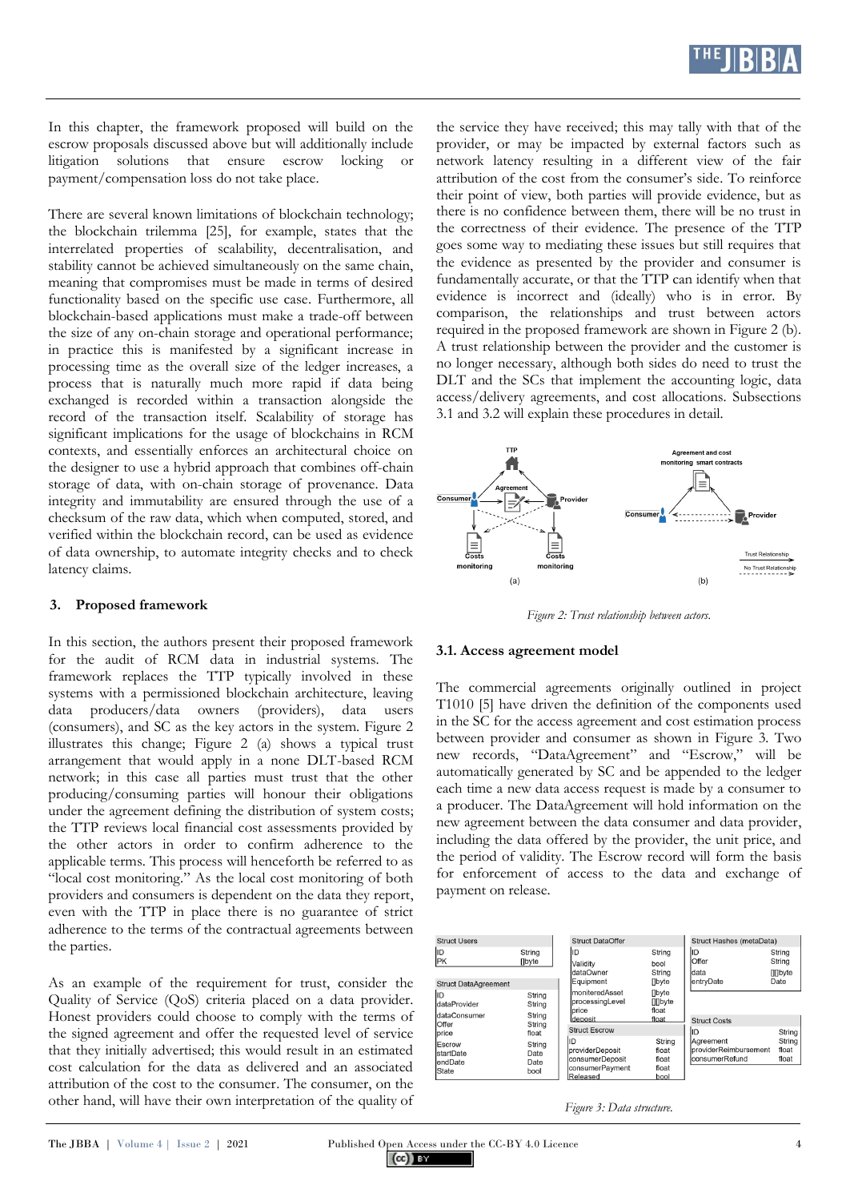In this chapter, the framework proposed will build on the escrow proposals discussed above but will additionally include litigation solutions that ensure escrow locking or payment/compensation loss do not take place.

There are several known limitations of blockchain technology; the blockchain trilemma [25], for example, states that the interrelated properties of scalability, decentralisation, and stability cannot be achieved simultaneously on the same chain, meaning that compromises must be made in terms of desired functionality based on the specific use case. Furthermore, all blockchain-based applications must make a trade-off between the size of any on-chain storage and operational performance; in practice this is manifested by a significant increase in processing time as the overall size of the ledger increases, a process that is naturally much more rapid if data being exchanged is recorded within a transaction alongside the record of the transaction itself. Scalability of storage has significant implications for the usage of blockchains in RCM contexts, and essentially enforces an architectural choice on the designer to use a hybrid approach that combines off-chain storage of data, with on-chain storage of provenance. Data integrity and immutability are ensured through the use of a checksum of the raw data, which when computed, stored, and verified within the blockchain record, can be used as evidence of data ownership, to automate integrity checks and to check latency claims.

## 3. Proposed framework

In this section, the authors present their proposed framework for the audit of RCM data in industrial systems. The framework replaces the TTP typically involved in these systems with a permissioned blockchain architecture, leaving data producers/data owners (providers), data users (consumers), and SC as the key actors in the system. Figure 2 illustrates this change; Figure 2 (a) shows a typical trust arrangement that would apply in a none DLT-based RCM network; in this case all parties must trust that the other producing/consuming parties will honour their obligations under the agreement defining the distribution of system costs; the TTP reviews local financial cost assessments provided by the other actors in order to confirm adherence to the applicable terms. This process will henceforth be referred to as "local cost monitoring." As the local cost monitoring of both providers and consumers is dependent on the data they report, even with the TTP in place there is no guarantee of strict adherence to the terms of the contractual agreements between the parties.

As an example of the requirement for trust, consider the Quality of Service (QoS) criteria placed on a data provider. Honest providers could choose to comply with the terms of the signed agreement and offer the requested level of service that they initially advertised; this would result in an estimated cost calculation for the data as delivered and an associated attribution of the cost to the consumer. The consumer, on the other hand, will have their own interpretation of the quality of the service they have received; this may tally with that of the provider, or may be impacted by external factors such as network latency resulting in a different view of the fair attribution of the cost from the consumer's side. To reinforce their point of view, both parties will provide evidence, but as there is no confidence between them, there will be no trust in the correctness of their evidence. The presence of the TTP goes some way to mediating these issues but still requires that the evidence as presented by the provider and consumer is fundamentally accurate, or that the TTP can identify when that evidence is incorrect and (ideally) who is in error. By comparison, the relationships and trust between actors required in the proposed framework are shown in Figure 2 (b). A trust relationship between the provider and the customer is no longer necessary, although both sides do need to trust the DLT and the SCs that implement the accounting logic, data access/delivery agreements, and cost allocations. Subsections 3.1 and 3.2 will explain these procedures in detail.

*Figure 2: Trust relationship between actors.*

### 3.1. Access agreement model

The commercial agreements originally outlined in project T1010 [5] have driven the definition of the components used in the SC for the access agreement and cost estimation process between provider and consumer as shown in Figure 3. Two new records, "DataAgreement" and "Escrow," will be automatically generated by SC and be appended to the ledger each time a new data access request is made by a consumer to a producer. The DataAgreement will hold information on the new agreement between the data consumer and data provider, including the data offered by the provider, the unit price, and the period of validity. The Escrow record will form the basis for enforcement of access to the data and exchange of payment on release.

| Struct Users | |
|---|---|
| ID | String |
| PK | []byte |

| Struct DataAgreement | |
|---|---|
| ID | String |
| dataProvider | String |
| dataConsumer | String |
| Offer | String |
| price | float |
| Escrow | String |
| startDate | Date |
| endDate | Date |
| State | bool |

| Struct DataOffer | |
|---|---|
| ID | String |
| Validity | bool |
| dataOwner | String |
| Equipment | []byte |
| moniteredAsset | []byte |
| processingLevel | [][]byte |
| price | float |
| deposit | float |

| Struct Escrow | |
|---|---|
| ID | String |
| providerDeposit | float |
| consumerDeposit | float |
| consumerPayment | float |
| Released | bool |

| Struct Hashes (metaData) | |
|---|---|
| ID | String |
| Offer | String |
| data | [][]byte |
| entryDate | Date |

| Struct Costs | |
|---|---|
| ID | String |
| Agreement | String |
| providerReimbursement | float |
| consumerRefund | float |

*Figure 3: Data structure.*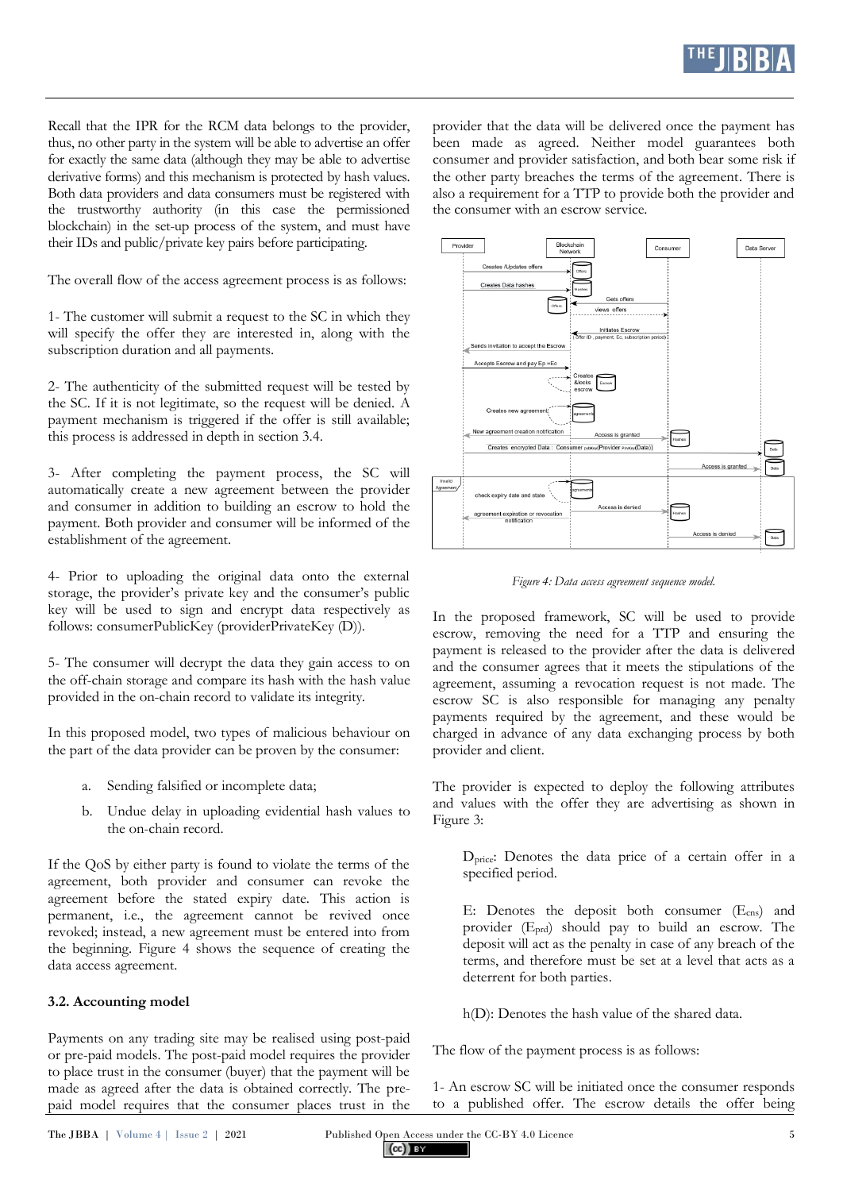Recall that the IPR for the RCM data belongs to the provider, thus, no other party in the system will be able to advertise an offer for exactly the same data (although they may be able to advertise derivative forms) and this mechanism is protected by hash values. Both data providers and data consumers must be registered with the trustworthy authority (in this case the permissioned blockchain) in the set-up process of the system, and must have their IDs and public/private key pairs before participating.

The overall flow of the access agreement process is as follows:

1- The customer will submit a request to the SC in which they will specify the offer they are interested in, along with the subscription duration and all payments.

2- The authenticity of the submitted request will be tested by the SC. If it is not legitimate, so the request will be denied. A payment mechanism is triggered if the offer is still available; this process is addressed in depth in section 3.4.

3- After completing the payment process, the SC will automatically create a new agreement between the provider and consumer in addition to building an escrow to hold the payment. Both provider and consumer will be informed of the establishment of the agreement.

4- Prior to uploading the original data onto the external storage, the provider's private key and the consumer's public key will be used to sign and encrypt data respectively as follows: consumerPublicKey (providerPrivateKey (D)).

5- The consumer will decrypt the data they gain access to on the off-chain storage and compare its hash with the hash value provided in the on-chain record to validate its integrity.

In this proposed model, two types of malicious behaviour on the part of the data provider can be proven by the consumer:

a. Sending falsified or incomplete data;

b. Undue delay in uploading evidential hash values to the on-chain record.

If the QoS by either party is found to violate the terms of the agreement, both provider and consumer can revoke the agreement before the stated expiry date. This action is permanent, i.e., the agreement cannot be revived once revoked; instead, a new agreement must be entered into from the beginning. Figure 4 shows the sequence of creating the data access agreement.

### 3.2. Accounting model

Payments on any trading site may be realised using post-paid or pre-paid models. The post-paid model requires the provider to place trust in the consumer (buyer) that the payment will be made as agreed after the data is obtained correctly. The pre-paid model requires that the consumer places trust in the provider that the data will be delivered once the payment has been made as agreed. Neither model guarantees both consumer and provider satisfaction, and both bear some risk if the other party breaches the terms of the agreement. There is also a requirement for a TTP to provide both the provider and the consumer with an escrow service.

*Figure 4: Data access agreement sequence model.*

In the proposed framework, SC will be used to provide escrow, removing the need for a TTP and ensuring the payment is released to the provider after the data is delivered and the consumer agrees that it meets the stipulations of the agreement, assuming a revocation request is not made. The escrow SC is also responsible for managing any penalty payments required by the agreement, and these would be charged in advance of any data exchanging process by both provider and client.

The provider is expected to deploy the following attributes and values with the offer they are advertising as shown in Figure 3:

$D_{price}$: Denotes the data price of a certain offer in a specified period.

E: Denotes the deposit both consumer ($E_{cns}$) and provider ($E_{prd}$) should pay to build an escrow. The deposit will act as the penalty in case of any breach of the terms, and therefore must be set at a level that acts as a deterrent for both parties.

h(D): Denotes the hash value of the shared data.

The flow of the payment process is as follows:

1- An escrow SC will be initiated once the consumer responds to a published offer. The escrow details the offer being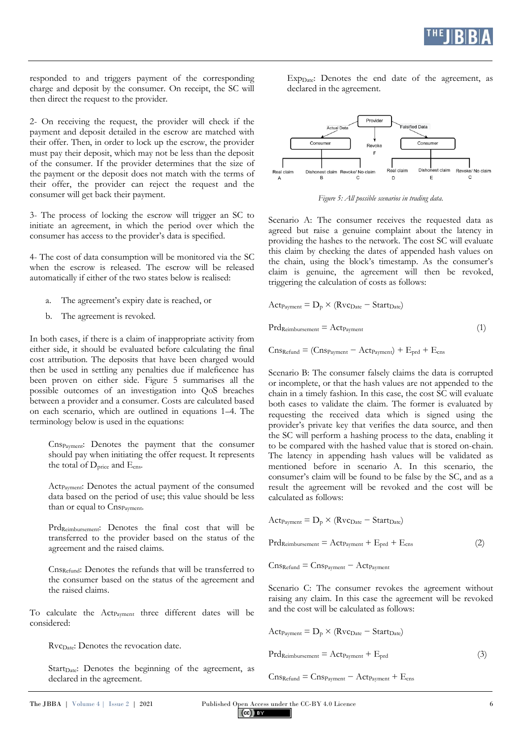responded to and triggers payment of the corresponding charge and deposit by the consumer. On receipt, the SC will then direct the request to the provider.

2- On receiving the request, the provider will check if the payment and deposit detailed in the escrow are matched with their offer. Then, in order to lock up the escrow, the provider must pay their deposit, which may not be less than the deposit of the consumer. If the provider determines that the size of the payment or the deposit does not match with the terms of their offer, the provider can reject the request and the consumer will get back their payment.

3- The process of locking the escrow will trigger an SC to initiate an agreement, in which the period over which the consumer has access to the provider's data is specified.

4- The cost of data consumption will be monitored via the SC when the escrow is released. The escrow will be released automatically if either of the two states below is realised:

a. The agreement's expiry date is reached, or

b. The agreement is revoked.

In both cases, if there is a claim of inappropriate activity from either side, it should be evaluated before calculating the final cost attribution. The deposits that have been charged would then be used in settling any penalties due if maleficence has been proven on either side. Figure 5 summarises all the possible outcomes of an investigation into QoS breaches between a provider and a consumer. Costs are calculated based on each scenario, which are outlined in equations 1–4. The terminology below is used in the equations:

$Cns_{Payment}$: Denotes the payment that the consumer should pay when initiating the offer request. It represents the total of $D_{price}$ and $E_{cns}$.

$Act_{Payment}$: Denotes the actual payment of the consumed data based on the period of use; this value should be less than or equal to $Cns_{Payment}$.

$Prd_{Reimbursement}$: Denotes the final cost that will be transferred to the provider based on the status of the agreement and the raised claims.

$Cns_{Refund}$: Denotes the refunds that will be transferred to the consumer based on the status of the agreement and the raised claims.

To calculate the $Act_{Payment}$ three different dates will be considered:

$Rvc_{Date}$: Denotes the revocation date.

$Start_{Date}$: Denotes the beginning of the agreement, as declared in the agreement.

$Exp_{Date}$: Denotes the end date of the agreement, as declared in the agreement.

*Figure 5: All possible scenarios in trading data.*

Scenario A: The consumer receives the requested data as agreed but raise a genuine complaint about the latency in providing the hashes to the network. The cost SC will evaluate this claim by checking the dates of appended hash values on the chain, using the block's timestamp. As the consumer's claim is genuine, the agreement will then be revoked, triggering the calculation of costs as follows:

$$Act_{Payment} = D_p \times (Rvc_{Date} - Start_{Date})$$

$$Prd_{Reimbursement} = Act_{Payment} \tag{1}$$

$$Cns_{Refund} = (Cns_{Payment} - Act_{Payment}) + E_{prd} + E_{cns}$$

Scenario B: The consumer falsely claims the data is corrupted or incomplete, or that the hash values are not appended to the chain in a timely fashion. In this case, the cost SC will evaluate both cases to validate the claim. The former is evaluated by requesting the received data which is signed using the provider's private key that verifies the data source, and then the SC will perform a hashing process to the data, enabling it to be compared with the hashed value that is stored on-chain. The latency in appending hash values will be validated as mentioned before in scenario A. In this scenario, the consumer's claim will be found to be false by the SC, and as a result the agreement will be revoked and the cost will be calculated as follows:

$$Act_{Payment} = D_p \times (Rvc_{Date} - Start_{Date})$$

$$Prd_{Reimbursement} = Act_{Payment} + E_{prd} + E_{cns} \tag{2}$$

$$Cns_{Refund} = Cns_{Payment} - Act_{Payment}$$

Scenario C: The consumer revokes the agreement without raising any claim. In this case the agreement will be revoked and the cost will be calculated as follows:

$$Act_{Payment} = D_p \times (Rvc_{Date} - Start_{Date})$$

$$Prd_{Reimbursement} = Act_{Payment} + E_{prd} \tag{3}$$

$$Cns_{Refund} = Cns_{Payment} - Act_{Payment} + E_{cns}$$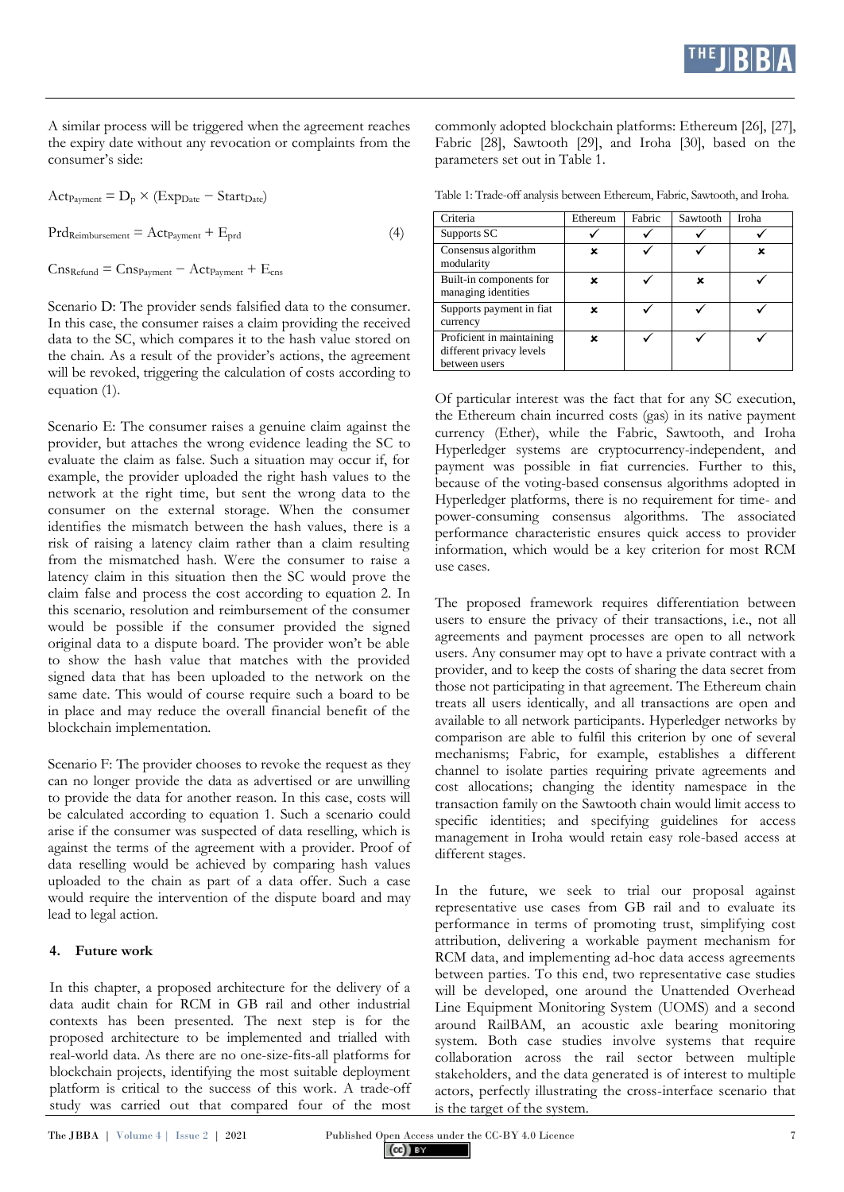A similar process will be triggered when the agreement reaches the expiry date without any revocation or complaints from the consumer's side:

$$\mathrm{Act}_{\mathrm{Payment}} = \mathrm{D}_{\mathrm{p}} \times (\mathrm{Exp}_{\mathrm{Date}} - \mathrm{Start}_{\mathrm{Date}})$$

$$\mathrm{Prd}_{\mathrm{Reimbursement}} = \mathrm{Act}_{\mathrm{Payment}} + \mathrm{E}_{\mathrm{prd}} \tag{4}$$

$$\mathrm{Cns}_{\mathrm{Refund}} = \mathrm{Cns}_{\mathrm{Payment}} - \mathrm{Act}_{\mathrm{Payment}} + \mathrm{E}_{\mathrm{cns}}$$

Scenario D: The provider sends falsified data to the consumer. In this case, the consumer raises a claim providing the received data to the SC, which compares it to the hash value stored on the chain. As a result of the provider's actions, the agreement will be revoked, triggering the calculation of costs according to equation (1).

Scenario E: The consumer raises a genuine claim against the provider, but attaches the wrong evidence leading the SC to evaluate the claim as false. Such a situation may occur if, for example, the provider uploaded the right hash values to the network at the right time, but sent the wrong data to the consumer on the external storage. When the consumer identifies the mismatch between the hash values, there is a risk of raising a latency claim rather than a claim resulting from the mismatched hash. Were the consumer to raise a latency claim in this situation then the SC would prove the claim false and process the cost according to equation 2. In this scenario, resolution and reimbursement of the consumer would be possible if the consumer provided the signed original data to a dispute board. The provider won't be able to show the hash value that matches with the provided signed data that has been uploaded to the network on the same date. This would of course require such a board to be in place and may reduce the overall financial benefit of the blockchain implementation.

Scenario F: The provider chooses to revoke the request as they can no longer provide the data as advertised or are unwilling to provide the data for another reason. In this case, costs will be calculated according to equation 1. Such a scenario could arise if the consumer was suspected of data reselling, which is against the terms of the agreement with a provider. Proof of data reselling would be achieved by comparing hash values uploaded to the chain as part of a data offer. Such a case would require the intervention of the dispute board and may lead to legal action.

## 4. Future work

In this chapter, a proposed architecture for the delivery of a data audit chain for RCM in GB rail and other industrial contexts has been presented. The next step is for the proposed architecture to be implemented and trialled with real-world data. As there are no one-size-fits-all platforms for blockchain projects, identifying the most suitable deployment platform is critical to the success of this work. A trade-off study was carried out that compared four of the most commonly adopted blockchain platforms: Ethereum [26], [27], Fabric [28], Sawtooth [29], and Iroha [30], based on the parameters set out in Table 1.

Table 1: Trade-off analysis between Ethereum, Fabric, Sawtooth, and Iroha.

| Criteria | Ethereum | Fabric | Sawtooth | Iroha |
|---|---|---|---|---|
| Supports SC | ✓ | ✓ | ✓ | ✓ |
| Consensus algorithm modularity | ✗ | ✓ | ✓ | ✗ |
| Built-in components for managing identities | ✗ | ✓ | ✗ | ✓ |
| Supports payment in fiat currency | ✗ | ✓ | ✓ | ✓ |
| Proficient in maintaining different privacy levels between users | ✗ | ✓ | ✓ | ✓ |

Of particular interest was the fact that for any SC execution, the Ethereum chain incurred costs (gas) in its native payment currency (Ether), while the Fabric, Sawtooth, and Iroha Hyperledger systems are cryptocurrency-independent, and payment was possible in fiat currencies. Further to this, because of the voting-based consensus algorithms adopted in Hyperledger platforms, there is no requirement for time- and power-consuming consensus algorithms. The associated performance characteristic ensures quick access to provider information, which would be a key criterion for most RCM use cases.

The proposed framework requires differentiation between users to ensure the privacy of their transactions, i.e., not all agreements and payment processes are open to all network users. Any consumer may opt to have a private contract with a provider, and to keep the costs of sharing the data secret from those not participating in that agreement. The Ethereum chain treats all users identically, and all transactions are open and available to all network participants. Hyperledger networks by comparison are able to fulfil this criterion by one of several mechanisms; Fabric, for example, establishes a different channel to isolate parties requiring private agreements and cost allocations; changing the identity namespace in the transaction family on the Sawtooth chain would limit access to specific identities; and specifying guidelines for access management in Iroha would retain easy role-based access at different stages.

In the future, we seek to trial our proposal against representative use cases from GB rail and to evaluate its performance in terms of promoting trust, simplifying cost attribution, delivering a workable payment mechanism for RCM data, and implementing ad-hoc data access agreements between parties. To this end, two representative case studies will be developed, one around the Unattended Overhead Line Equipment Monitoring System (UOMS) and a second around RailBAM, an acoustic axle bearing monitoring system. Both case studies involve systems that require collaboration across the rail sector between multiple stakeholders, and the data generated is of interest to multiple actors, perfectly illustrating the cross-interface scenario that is the target of the system.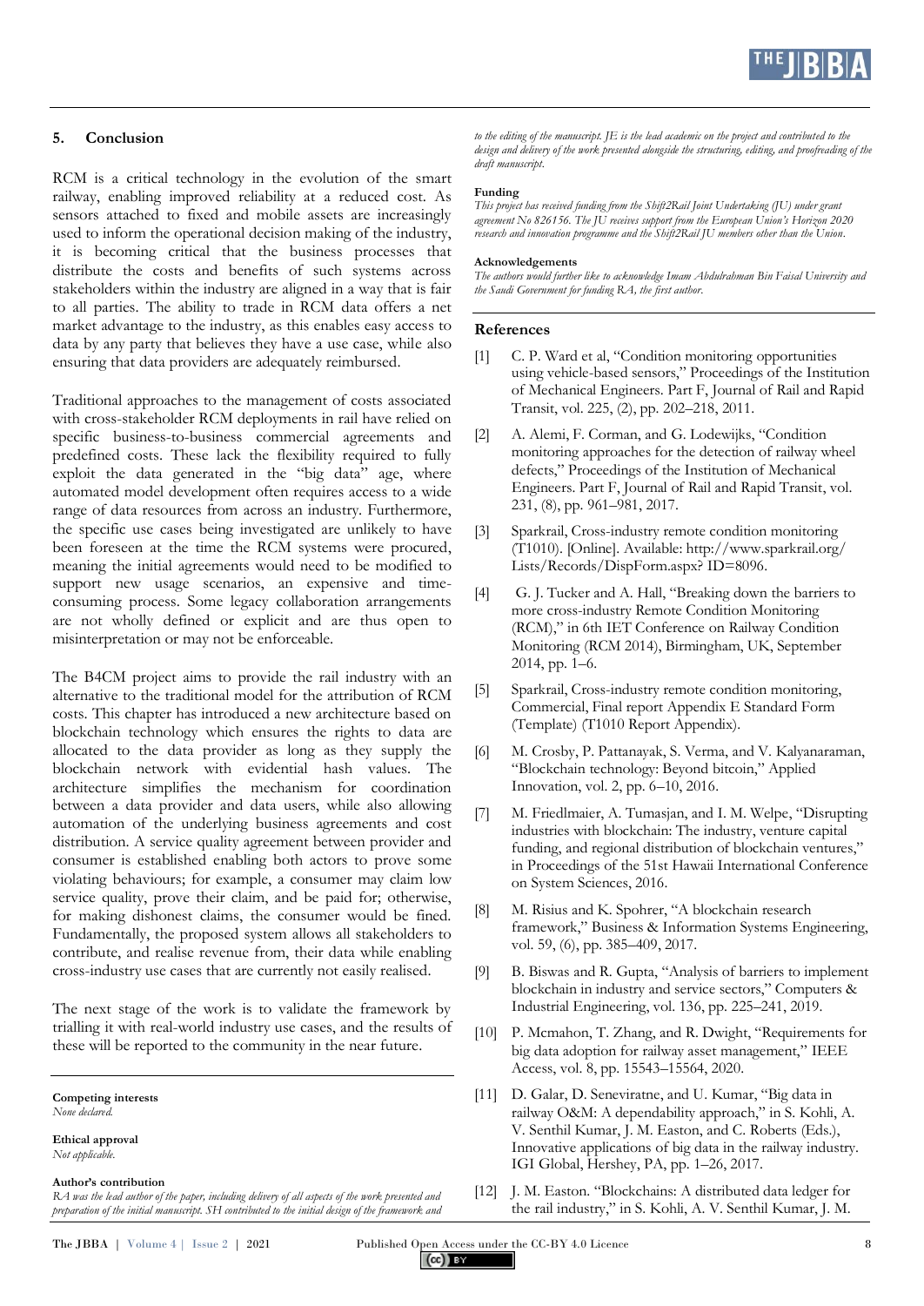## 5. Conclusion

RCM is a critical technology in the evolution of the smart railway, enabling improved reliability at a reduced cost. As sensors attached to fixed and mobile assets are increasingly used to inform the operational decision making of the industry, it is becoming critical that the business processes that distribute the costs and benefits of such systems across stakeholders within the industry are aligned in a way that is fair to all parties. The ability to trade in RCM data offers a net market advantage to the industry, as this enables easy access to data by any party that believes they have a use case, while also ensuring that data providers are adequately reimbursed.

Traditional approaches to the management of costs associated with cross-stakeholder RCM deployments in rail have relied on specific business-to-business commercial agreements and predefined costs. These lack the flexibility required to fully exploit the data generated in the "big data" age, where automated model development often requires access to a wide range of data resources from across an industry. Furthermore, the specific use cases being investigated are unlikely to have been foreseen at the time the RCM systems were procured, meaning the initial agreements would need to be modified to support new usage scenarios, an expensive and time-consuming process. Some legacy collaboration arrangements are not wholly defined or explicit and are thus open to misinterpretation or may not be enforceable.

The B4CM project aims to provide the rail industry with an alternative to the traditional model for the attribution of RCM costs. This chapter has introduced a new architecture based on blockchain technology which ensures the rights to data are allocated to the data provider as long as they supply the blockchain network with evidential hash values. The architecture simplifies the mechanism for coordination between a data provider and data users, while also allowing automation of the underlying business agreements and cost distribution. A service quality agreement between provider and consumer is established enabling both actors to prove some violating behaviours; for example, a consumer may claim low service quality, prove their claim, and be paid for; otherwise, for making dishonest claims, the consumer would be fined. Fundamentally, the proposed system allows all stakeholders to contribute, and realise revenue from, their data while enabling cross-industry use cases that are currently not easily realised.

The next stage of the work is to validate the framework by trialling it with real-world industry use cases, and the results of these will be reported to the community in the near future.

**Competing interests**
*None declared.*

**Ethical approval**
*Not applicable.*

**Author's contribution**
*RA was the lead author of the paper, including delivery of all aspects of the work presented and preparation of the initial manuscript. SH contributed to the initial design of the framework and to the editing of the manuscript. JE is the lead academic on the project and contributed to the design and delivery of the work presented alongside the structuring, editing, and proofreading of the draft manuscript.*

**Funding**
*This project has received funding from the Shift2Rail Joint Undertaking (JU) under grant agreement No 826156. The JU receives support from the European Union's Horizon 2020 research and innovation programme and the Shift2Rail JU members other than the Union.*

**Acknowledgements**
*The authors would further like to acknowledge Imam Abdulrahman Bin Faisal University and the Saudi Government for funding RA, the first author.*

## References

[1] C. P. Ward et al, "Condition monitoring opportunities using vehicle-based sensors," Proceedings of the Institution of Mechanical Engineers. Part F, Journal of Rail and Rapid Transit, vol. 225, (2), pp. 202–218, 2011.

[2] A. Alemi, F. Corman, and G. Lodewijks, "Condition monitoring approaches for the detection of railway wheel defects," Proceedings of the Institution of Mechanical Engineers. Part F, Journal of Rail and Rapid Transit, vol. 231, (8), pp. 961–981, 2017.

[3] Sparkrail, Cross-industry remote condition monitoring (T1010). [Online]. Available: http://www.sparkrail.org/Lists/Records/DispForm.aspx? ID=8096.

[4] G. J. Tucker and A. Hall, "Breaking down the barriers to more cross-industry Remote Condition Monitoring (RCM)," in 6th IET Conference on Railway Condition Monitoring (RCM 2014), Birmingham, UK, September 2014, pp. 1–6.

[5] Sparkrail, Cross-industry remote condition monitoring, Commercial, Final report Appendix E Standard Form (Template) (T1010 Report Appendix).

[6] M. Crosby, P. Pattanayak, S. Verma, and V. Kalyanaraman, "Blockchain technology: Beyond bitcoin," Applied Innovation, vol. 2, pp. 6–10, 2016.

[7] M. Friedlmaier, A. Tumasjan, and I. M. Welpe, "Disrupting industries with blockchain: The industry, venture capital funding, and regional distribution of blockchain ventures," in Proceedings of the 51st Hawaii International Conference on System Sciences, 2016.

[8] M. Risius and K. Spohrer, "A blockchain research framework," Business & Information Systems Engineering, vol. 59, (6), pp. 385–409, 2017.

[9] B. Biswas and R. Gupta, "Analysis of barriers to implement blockchain in industry and service sectors," Computers & Industrial Engineering, vol. 136, pp. 225–241, 2019.

[10] P. Mcmahon, T. Zhang, and R. Dwight, "Requirements for big data adoption for railway asset management," IEEE Access, vol. 8, pp. 15543–15564, 2020.

[11] D. Galar, D. Seneviratne, and U. Kumar, "Big data in railway O&M: A dependability approach," in S. Kohli, A. V. Senthil Kumar, J. M. Easton, and C. Roberts (Eds.), Innovative applications of big data in the railway industry. IGI Global, Hershey, PA, pp. 1–26, 2017.

[12] J. M. Easton. "Blockchains: A distributed data ledger for the rail industry," in S. Kohli, A. V. Senthil Kumar, J. M.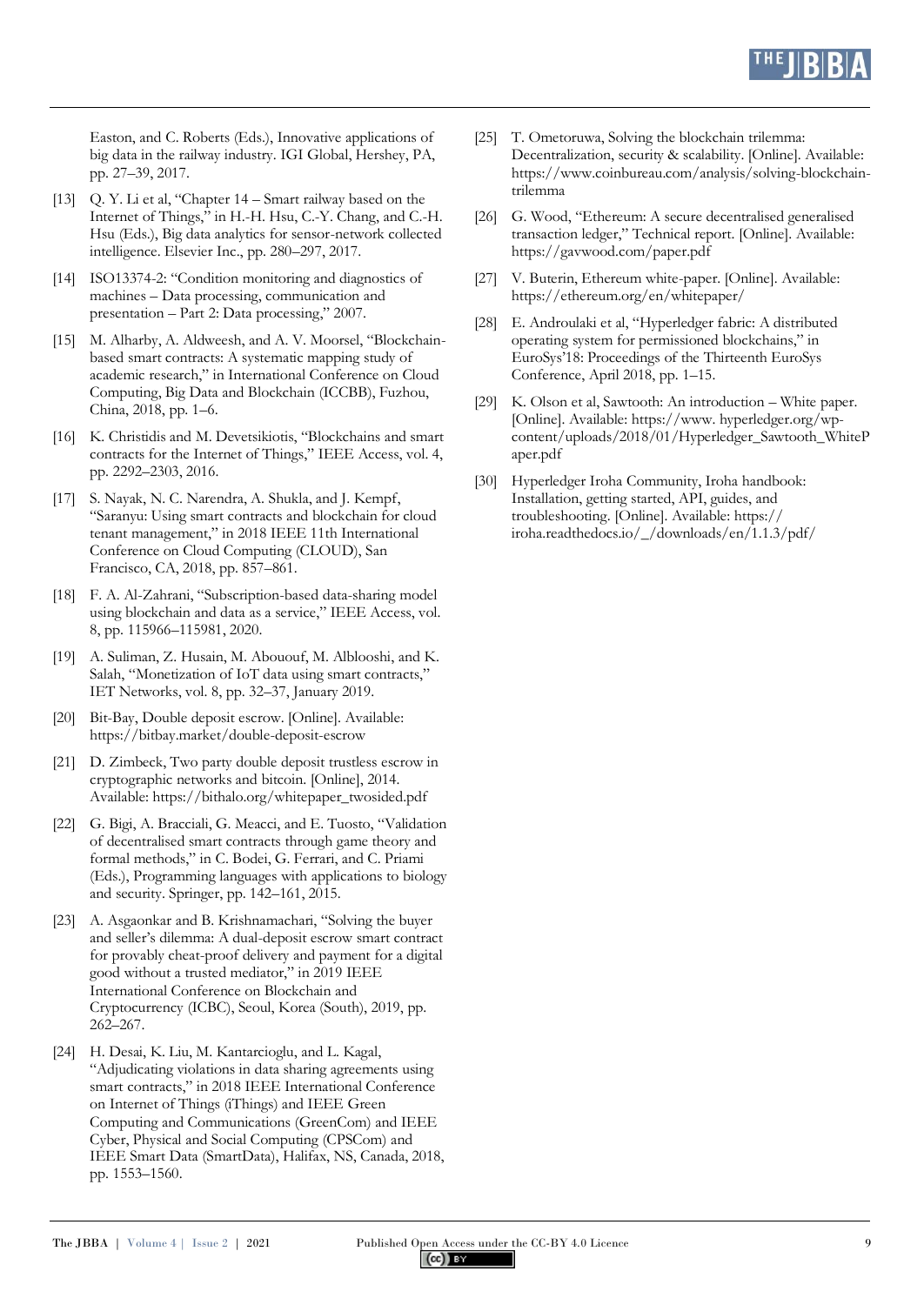Easton, and C. Roberts (Eds.), Innovative applications of big data in the railway industry. IGI Global, Hershey, PA, pp. 27–39, 2017.

[13] Q. Y. Li et al, "Chapter 14 – Smart railway based on the Internet of Things," in H.-H. Hsu, C.-Y. Chang, and C.-H. Hsu (Eds.), Big data analytics for sensor-network collected intelligence. Elsevier Inc., pp. 280–297, 2017.

[14] ISO13374-2: "Condition monitoring and diagnostics of machines – Data processing, communication and presentation – Part 2: Data processing," 2007.

[15] M. Alharby, A. Aldweesh, and A. V. Moorsel, "Blockchain-based smart contracts: A systematic mapping study of academic research," in International Conference on Cloud Computing, Big Data and Blockchain (ICCBB), Fuzhou, China, 2018, pp. 1–6.

[16] K. Christidis and M. Devetsikiotis, "Blockchains and smart contracts for the Internet of Things," IEEE Access, vol. 4, pp. 2292–2303, 2016.

[17] S. Nayak, N. C. Narendra, A. Shukla, and J. Kempf, "Saranyu: Using smart contracts and blockchain for cloud tenant management," in 2018 IEEE 11th International Conference on Cloud Computing (CLOUD), San Francisco, CA, 2018, pp. 857–861.

[18] F. A. Al-Zahrani, "Subscription-based data-sharing model using blockchain and data as a service," IEEE Access, vol. 8, pp. 115966–115981, 2020.

[19] A. Suliman, Z. Husain, M. Abououf, M. Alblooshi, and K. Salah, "Monetization of IoT data using smart contracts," IET Networks, vol. 8, pp. 32–37, January 2019.

[20] Bit-Bay, Double deposit escrow. [Online]. Available: https://bitbay.market/double-deposit-escrow

[21] D. Zimbeck, Two party double deposit trustless escrow in cryptographic networks and bitcoin. [Online], 2014. Available: https://bithalo.org/whitepaper_twosided.pdf

[22] G. Bigi, A. Bracciali, G. Meacci, and E. Tuosto, "Validation of decentralised smart contracts through game theory and formal methods," in C. Bodei, G. Ferrari, and C. Priami (Eds.), Programming languages with applications to biology and security. Springer, pp. 142–161, 2015.

[23] A. Asgaonkar and B. Krishnamachari, "Solving the buyer and seller's dilemma: A dual-deposit escrow smart contract for provably cheat-proof delivery and payment for a digital good without a trusted mediator," in 2019 IEEE International Conference on Blockchain and Cryptocurrency (ICBC), Seoul, Korea (South), 2019, pp. 262–267.

[24] H. Desai, K. Liu, M. Kantarcioglu, and L. Kagal, "Adjudicating violations in data sharing agreements using smart contracts," in 2018 IEEE International Conference on Internet of Things (iThings) and IEEE Green Computing and Communications (GreenCom) and IEEE Cyber, Physical and Social Computing (CPSCom) and IEEE Smart Data (SmartData), Halifax, NS, Canada, 2018, pp. 1553–1560.

[25] T. Ometoruwa, Solving the blockchain trilemma: Decentralization, security & scalability. [Online]. Available: https://www.coinbureau.com/analysis/solving-blockchain-trilemma

[26] G. Wood, "Ethereum: A secure decentralised generalised transaction ledger," Technical report. [Online]. Available: https://gavwood.com/paper.pdf

[27] V. Buterin, Ethereum white-paper. [Online]. Available: https://ethereum.org/en/whitepaper/

[28] E. Androulaki et al, "Hyperledger fabric: A distributed operating system for permissioned blockchains," in EuroSys'18: Proceedings of the Thirteenth EuroSys Conference, April 2018, pp. 1–15.

[29] K. Olson et al, Sawtooth: An introduction – White paper. [Online]. Available: https://www. hyperledger.org/wp-content/uploads/2018/01/Hyperledger_Sawtooth_WhitePaper.pdf

[30] Hyperledger Iroha Community, Iroha handbook: Installation, getting started, API, guides, and troubleshooting. [Online]. Available: https:// iroha.readthedocs.io/_/downloads/en/1.1.3/pdf/